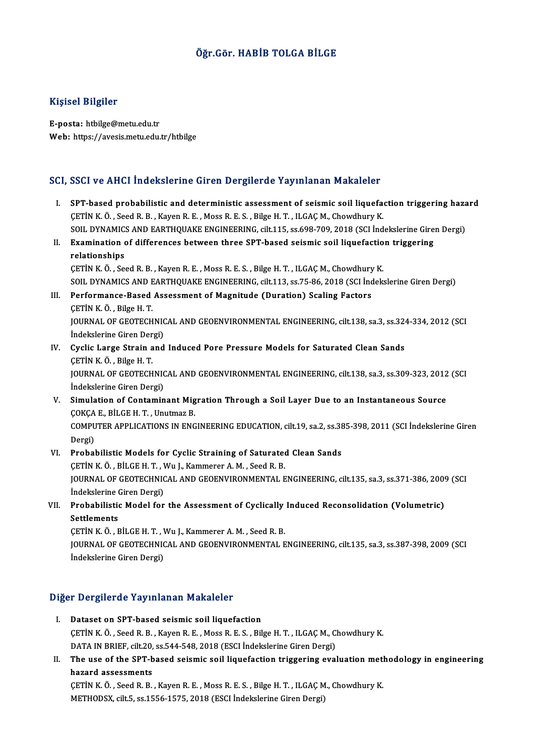# Öğr.Gör. HABİB TOLGA BİLGE

## Kişisel Bilgiler

**E-posta:** htbilge@metu.edu.tr
**Web:** https://avesis.metu.edu.tr/htbilge

## SCI, SSCI ve AHCI İndekslerine Giren Dergilerde Yayınlanan Makaleler

I. **SPT-based probabilistic and deterministic assessment of seismic soil liquefaction triggering hazard**
ÇETİN K. Ö. , Seed R. B. , Kayen R. E. , Moss R. E. S. , Bilge H. T. , ILGAÇ M., Chowdhury K.
SOIL DYNAMICS AND EARTHQUAKE ENGINEERING, cilt.115, ss.698-709, 2018 (SCI İndekslerine Giren Dergi)

II. **Examination of differences between three SPT-based seismic soil liquefaction triggering relationships**
ÇETİN K. Ö. , Seed R. B. , Kayen R. E. , Moss R. E. S. , Bilge H. T. , ILGAÇ M., Chowdhury K.
SOIL DYNAMICS AND EARTHQUAKE ENGINEERING, cilt.113, ss.75-86, 2018 (SCI İndekslerine Giren Dergi)

III. **Performance-Based Assessment of Magnitude (Duration) Scaling Factors**
ÇETİN K. Ö. , Bilge H. T.
JOURNAL OF GEOTECHNICAL AND GEOENVIRONMENTAL ENGINEERING, cilt.138, sa.3, ss.324-334, 2012 (SCI İndekslerine Giren Dergi)

IV. **Cyclic Large Strain and Induced Pore Pressure Models for Saturated Clean Sands**
ÇETİN K. Ö. , Bilge H. T.
JOURNAL OF GEOTECHNICAL AND GEOENVIRONMENTAL ENGINEERING, cilt.138, sa.3, ss.309-323, 2012 (SCI İndekslerine Giren Dergi)

V. **Simulation of Contaminant Migration Through a Soil Layer Due to an Instantaneous Source**
ÇOKÇA E., BİLGE H. T. , Unutmaz B.
COMPUTER APPLICATIONS IN ENGINEERING EDUCATION, cilt.19, sa.2, ss.385-398, 2011 (SCI İndekslerine Giren Dergi)

VI. **Probabilistic Models for Cyclic Straining of Saturated Clean Sands**
ÇETİN K. Ö. , BİLGE H. T. , Wu J., Kammerer A. M. , Seed R. B.
JOURNAL OF GEOTECHNICAL AND GEOENVIRONMENTAL ENGINEERING, cilt.135, sa.3, ss.371-386, 2009 (SCI İndekslerine Giren Dergi)

VII. **Probabilistic Model for the Assessment of Cyclically Induced Reconsolidation (Volumetric) Settlements**
ÇETİN K. Ö. , BİLGE H. T. , Wu J., Kammerer A. M. , Seed R. B.
JOURNAL OF GEOTECHNICAL AND GEOENVIRONMENTAL ENGINEERING, cilt.135, sa.3, ss.387-398, 2009 (SCI İndekslerine Giren Dergi)

## Diğer Dergilerde Yayınlanan Makaleler

I. **Dataset on SPT-based seismic soil liquefaction**
ÇETİN K. Ö. , Seed R. B. , Kayen R. E. , Moss R. E. S. , Bilge H. T. , ILGAÇ M., Chowdhury K.
DATA IN BRIEF, cilt.20, ss.544-548, 2018 (ESCI İndekslerine Giren Dergi)

II. **The use of the SPT-based seismic soil liquefaction triggering evaluation methodology in engineering hazard assessments**
ÇETİN K. Ö. , Seed R. B. , Kayen R. E. , Moss R. E. S. , Bilge H. T. , ILGAÇ M., Chowdhury K.
METHODSX, cilt.5, ss.1556-1575, 2018 (ESCI İndekslerine Giren Dergi)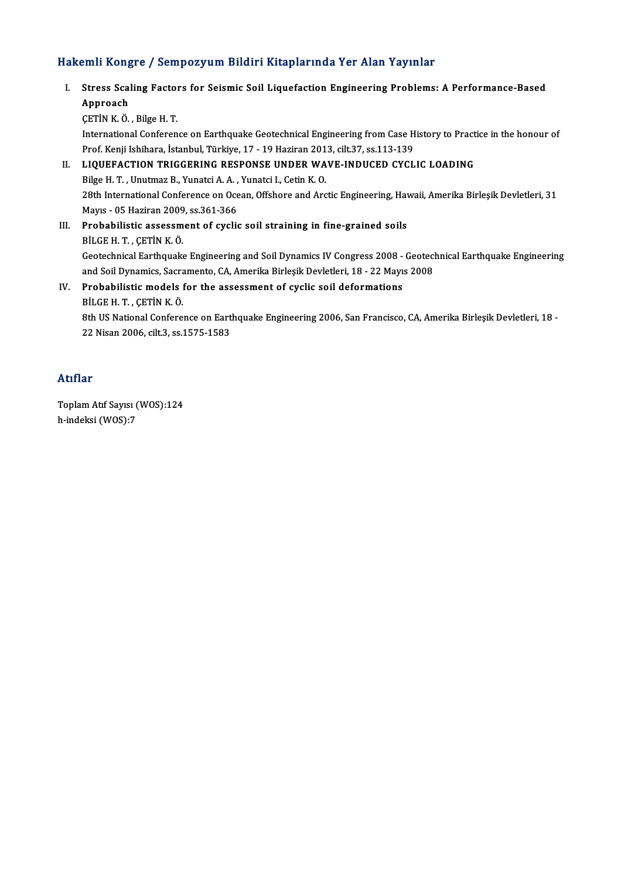## Hakemli Kongre / Sempozyum Bildiri Kitaplarında Yer Alan Yayınlar

I. **Stress Scaling Factors for Seismic Soil Liquefaction Engineering Problems: A Performance-Based Approach**
ÇETİN K. Ö. , Bilge H. T.
International Conference on Earthquake Geotechnical Engineering from Case History to Practice in the honour of Prof. Kenji Ishihara, İstanbul, Türkiye, 17 - 19 Haziran 2013, cilt.37, ss.113-139

II. **LIQUEFACTION TRIGGERING RESPONSE UNDER WAVE-INDUCED CYCLIC LOADING**
Bilge H. T. , Unutmaz B., Yunatci A. A. , Yunatci I., Cetin K. O.
28th International Conference on Ocean, Offshore and Arctic Engineering, Hawaii, Amerika Birleşik Devletleri, 31 Mayıs - 05 Haziran 2009, ss.361-366

III. **Probabilistic assessment of cyclic soil straining in fine-grained soils**
BİLGE H. T. , ÇETİN K. Ö.
Geotechnical Earthquake Engineering and Soil Dynamics IV Congress 2008 - Geotechnical Earthquake Engineering and Soil Dynamics, Sacramento, CA, Amerika Birleşik Devletleri, 18 - 22 Mayıs 2008

IV. **Probabilistic models for the assessment of cyclic soil deformations**
BİLGE H. T. , ÇETİN K. Ö.
8th US National Conference on Earthquake Engineering 2006, San Francisco, CA, Amerika Birleşik Devletleri, 18 - 22 Nisan 2006, cilt.3, ss.1575-1583

## Atıflar

Toplam Atıf Sayısı (WOS):124
h-indeksi (WOS):7